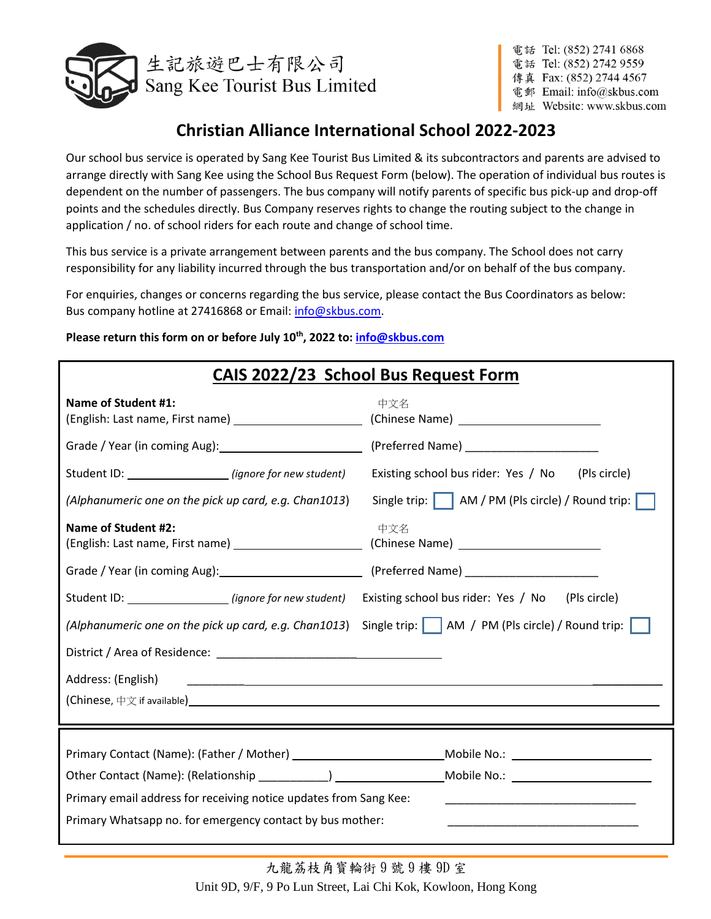生記旅遊巴士有限公司
Sang Kee Tourist Bus Limited

電話 Tel: (852) 2741 6868
電話 Tel: (852) 2742 9559
傳真 Fax: (852) 2744 4567
電郵 Email: info@skbus.com
網址 Website: www.skbus.com

# Christian Alliance International School 2022-2023

Our school bus service is operated by Sang Kee Tourist Bus Limited & its subcontractors and parents are advised to arrange directly with Sang Kee using the School Bus Request Form (below). The operation of individual bus routes is dependent on the number of passengers. The bus company will notify parents of specific bus pick-up and drop-off points and the schedules directly. Bus Company reserves rights to change the routing subject to the change in application / no. of school riders for each route and change of school time.

This bus service is a private arrangement between parents and the bus company. The School does not carry responsibility for any liability incurred through the bus transportation and/or on behalf of the bus company.

For enquiries, changes or concerns regarding the bus service, please contact the Bus Coordinators as below:
Bus company hotline at 27416868 or Email: info@skbus.com.

**Please return this form on or before July 10th, 2022 to: info@skbus.com**

## CAIS 2022/23 School Bus Request Form

**Name of Student #1:**
(English: Last name, First name) ____________________ 中文名 (Chinese Name) ________________________

Grade / Year (in coming Aug):________________________ (Preferred Name) ______________________

Student ID: _________________ *(ignore for new student)* Existing school bus rider: Yes / No (Pls circle)

*(Alphanumeric one on the pick up card, e.g. Chan1013)* Single trip: ☐ AM / PM (Pls circle) / Round trip: ☐

**Name of Student #2:**
(English: Last name, First name) ____________________ 中文名 (Chinese Name) ________________________

Grade / Year (in coming Aug):________________________ (Preferred Name) ______________________

Student ID: _________________ *(ignore for new student)* Existing school bus rider: Yes / No (Pls circle)

*(Alphanumeric one on the pick up card, e.g. Chan1013)* Single trip: ☐ AM / PM (Pls circle) / Round trip: ☐

District / Area of Residence: ____________________________________

Address: (English) ______________________________________________________________

(Chinese, 中文 if available)______________________________________________________________

Primary Contact (Name): (Father / Mother) _________________________ Mobile No.: ________________________

Other Contact (Name): (Relationship ___________) ________________ Mobile No.: ________________________

Primary email address for receiving notice updates from Sang Kee: ________________________________

Primary Whatsapp no. for emergency contact by bus mother: ________________________________

九龍荔枝角寶輪街 9 號 9 樓 9D 室
Unit 9D, 9/F, 9 Po Lun Street, Lai Chi Kok, Kowloon, Hong Kong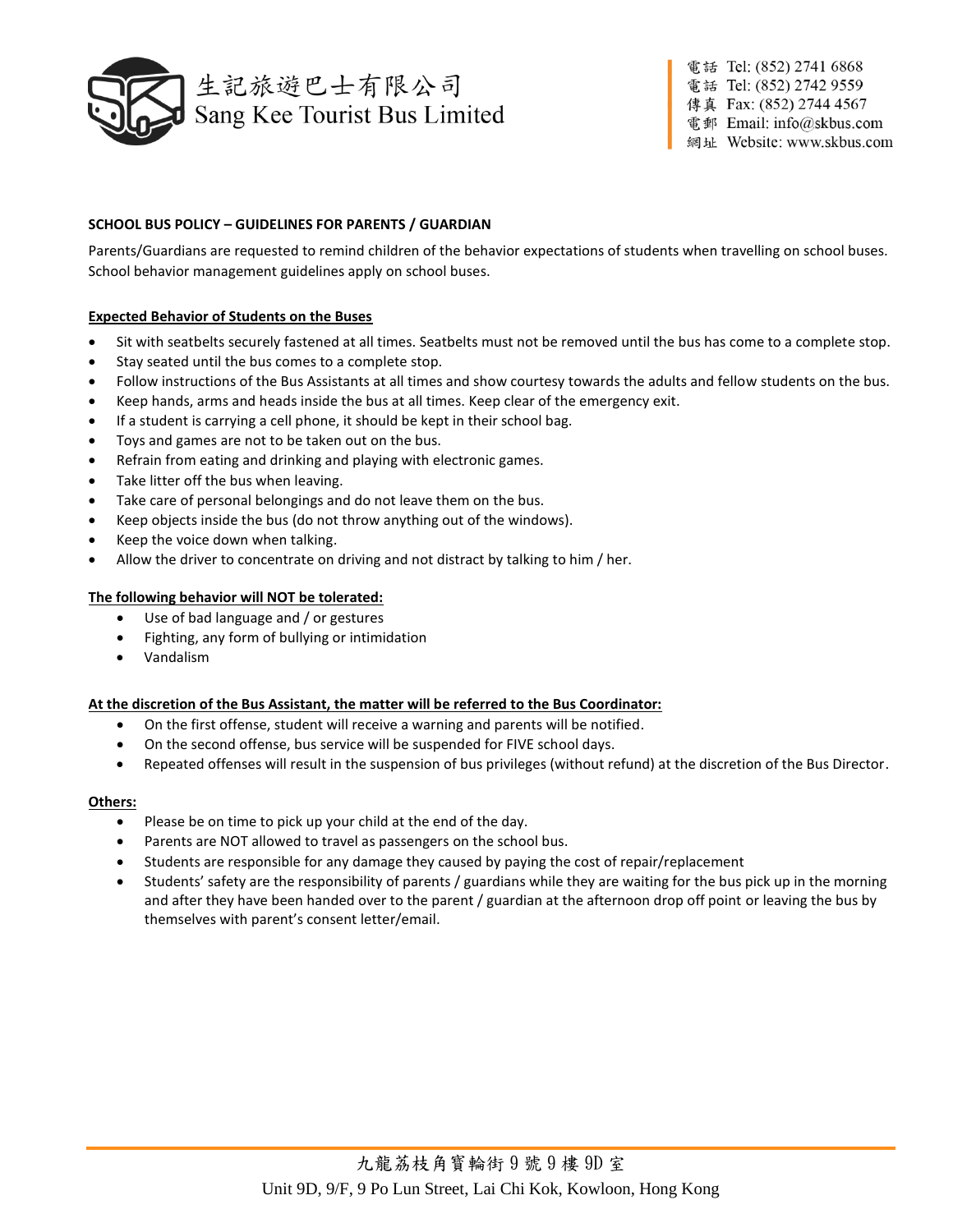生記旅遊巴士有限公司
Sang Kee Tourist Bus Limited

電話 Tel: (852) 2741 6868
電話 Tel: (852) 2742 9559
傳真 Fax: (852) 2744 4567
電郵 Email: info@skbus.com
網址 Website: www.skbus.com

**SCHOOL BUS POLICY – GUIDELINES FOR PARENTS / GUARDIAN**

Parents/Guardians are requested to remind children of the behavior expectations of students when travelling on school buses. School behavior management guidelines apply on school buses.

**Expected Behavior of Students on the Buses**

- Sit with seatbelts securely fastened at all times. Seatbelts must not be removed until the bus has come to a complete stop.
- Stay seated until the bus comes to a complete stop.
- Follow instructions of the Bus Assistants at all times and show courtesy towards the adults and fellow students on the bus.
- Keep hands, arms and heads inside the bus at all times. Keep clear of the emergency exit.
- If a student is carrying a cell phone, it should be kept in their school bag.
- Toys and games are not to be taken out on the bus.
- Refrain from eating and drinking and playing with electronic games.
- Take litter off the bus when leaving.
- Take care of personal belongings and do not leave them on the bus.
- Keep objects inside the bus (do not throw anything out of the windows).
- Keep the voice down when talking.
- Allow the driver to concentrate on driving and not distract by talking to him / her.

**The following behavior will NOT be tolerated:**

- Use of bad language and / or gestures
- Fighting, any form of bullying or intimidation
- Vandalism

**At the discretion of the Bus Assistant, the matter will be referred to the Bus Coordinator:**

- On the first offense, student will receive a warning and parents will be notified.
- On the second offense, bus service will be suspended for FIVE school days.
- Repeated offenses will result in the suspension of bus privileges (without refund) at the discretion of the Bus Director.

**Others:**

- Please be on time to pick up your child at the end of the day.
- Parents are NOT allowed to travel as passengers on the school bus.
- Students are responsible for any damage they caused by paying the cost of repair/replacement
- Students' safety are the responsibility of parents / guardians while they are waiting for the bus pick up in the morning and after they have been handed over to the parent / guardian at the afternoon drop off point or leaving the bus by themselves with parent's consent letter/email.

九龍荔枝角寶輪街 9 號 9 樓 9D 室
Unit 9D, 9/F, 9 Po Lun Street, Lai Chi Kok, Kowloon, Hong Kong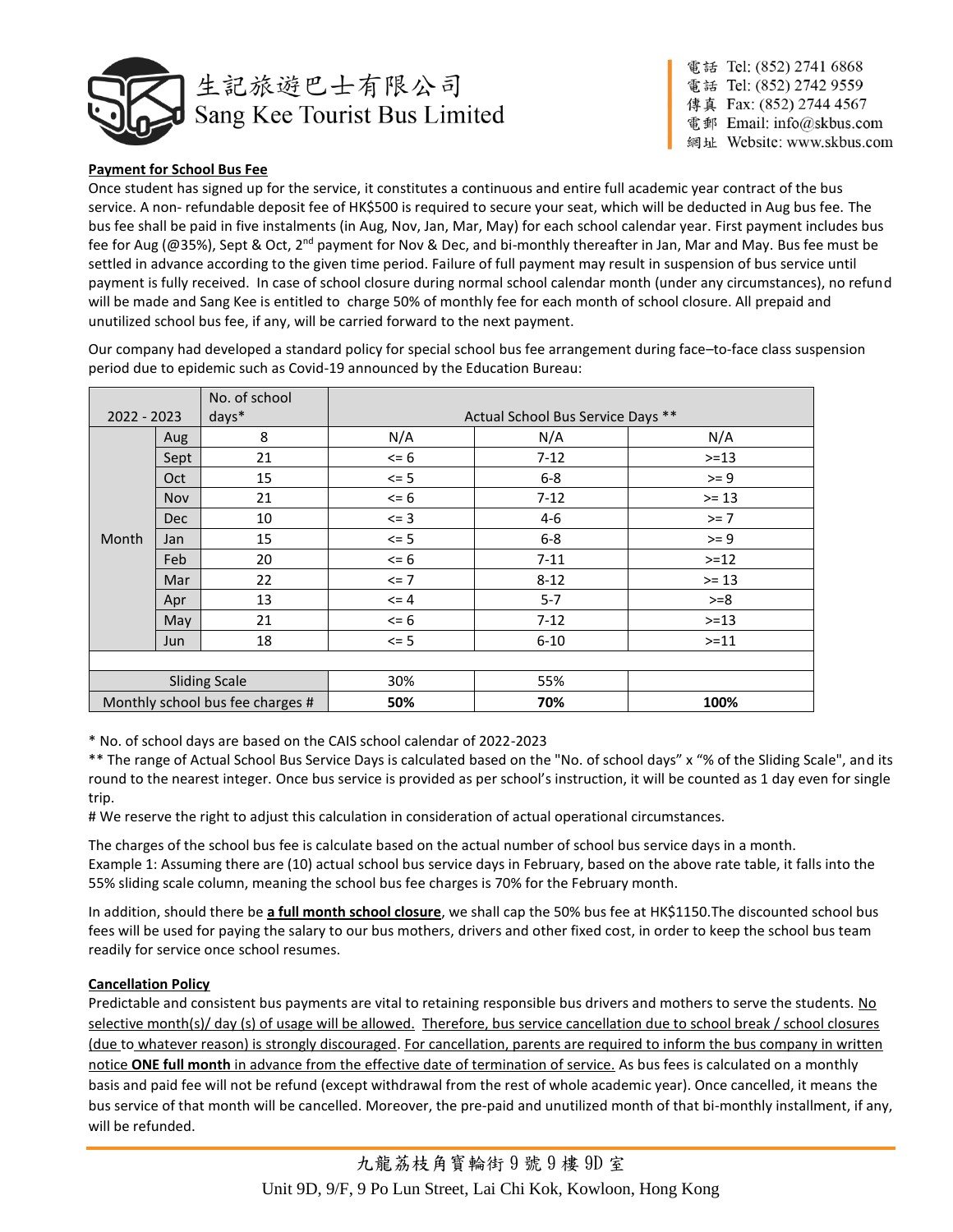**Payment for School Bus Fee**

Once student has signed up for the service, it constitutes a continuous and entire full academic year contract of the bus service. A non- refundable deposit fee of HK$500 is required to secure your seat, which will be deducted in Aug bus fee. The bus fee shall be paid in five instalments (in Aug, Nov, Jan, Mar, May) for each school calendar year. First payment includes bus fee for Aug (@35%), Sept & Oct, 2nd payment for Nov & Dec, and bi-monthly thereafter in Jan, Mar and May. Bus fee must be settled in advance according to the given time period. Failure of full payment may result in suspension of bus service until payment is fully received. In case of school closure during normal school calendar month (under any circumstances), no refund will be made and Sang Kee is entitled to charge 50% of monthly fee for each month of school closure. All prepaid and unutilized school bus fee, if any, will be carried forward to the next payment.

Our company had developed a standard policy for special school bus fee arrangement during face–to-face class suspension period due to epidemic such as Covid-19 announced by the Education Bureau:

| 2022 - 2023 | | No. of school days* | Actual School Bus Service Days ** | | |
|---|---|---|---|---|---|
| Month | Aug | 8 | N/A | N/A | N/A |
| | Sept | 21 | <= 6 | 7-12 | >=13 |
| | Oct | 15 | <= 5 | 6-8 | >= 9 |
| | Nov | 21 | <= 6 | 7-12 | >= 13 |
| | Dec | 10 | <= 3 | 4-6 | >= 7 |
| | Jan | 15 | <= 5 | 6-8 | >= 9 |
| | Feb | 20 | <= 6 | 7-11 | >=12 |
| | Mar | 22 | <= 7 | 8-12 | >= 13 |
| | Apr | 13 | <= 4 | 5-7 | >=8 |
| | May | 21 | <= 6 | 7-12 | >=13 |
| | Jun | 18 | <= 5 | 6-10 | >=11 |
| | | | | | |
| Sliding Scale | | | 30% | 55% | |
| Monthly school bus fee charges # | | | **50%** | **70%** | **100%** |

\* No. of school days are based on the CAIS school calendar of 2022-2023

** The range of Actual School Bus Service Days is calculated based on the "No. of school days" x "% of the Sliding Scale", and its round to the nearest integer. Once bus service is provided as per school's instruction, it will be counted as 1 day even for single trip.

# We reserve the right to adjust this calculation in consideration of actual operational circumstances.

The charges of the school bus fee is calculate based on the actual number of school bus service days in a month.
Example 1: Assuming there are (10) actual school bus service days in February, based on the above rate table, it falls into the 55% sliding scale column, meaning the school bus fee charges is 70% for the February month.

In addition, should there be **a full month school closure**, we shall cap the 50% bus fee at HK$1150.The discounted school bus fees will be used for paying the salary to our bus mothers, drivers and other fixed cost, in order to keep the school bus team readily for service once school resumes.

**Cancellation Policy**

Predictable and consistent bus payments are vital to retaining responsible bus drivers and mothers to serve the students. No selective month(s)/ day (s) of usage will be allowed. Therefore, bus service cancellation due to school break / school closures (due to whatever reason) is strongly discouraged. For cancellation, parents are required to inform the bus company in written notice **ONE full month** in advance from the effective date of termination of service. As bus fees is calculated on a monthly basis and paid fee will not be refund (except withdrawal from the rest of whole academic year). Once cancelled, it means the bus service of that month will be cancelled. Moreover, the pre-paid and unutilized month of that bi-monthly installment, if any, will be refunded.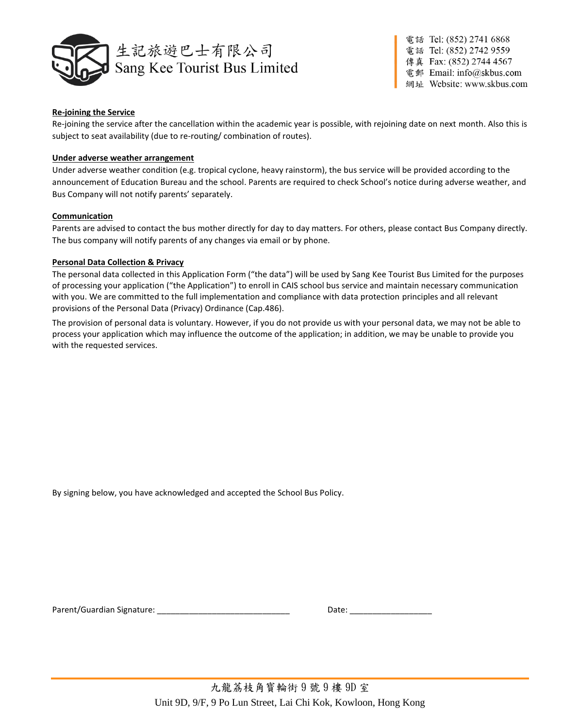#### Re-joining the Service

Re-joining the service after the cancellation within the academic year is possible, with rejoining date on next month. Also this is subject to seat availability (due to re-routing/ combination of routes).

#### Under adverse weather arrangement

Under adverse weather condition (e.g. tropical cyclone, heavy rainstorm), the bus service will be provided according to the announcement of Education Bureau and the school. Parents are required to check School's notice during adverse weather, and Bus Company will not notify parents' separately.

#### Communication

Parents are advised to contact the bus mother directly for day to day matters. For others, please contact Bus Company directly. The bus company will notify parents of any changes via email or by phone.

#### Personal Data Collection & Privacy

The personal data collected in this Application Form ("the data") will be used by Sang Kee Tourist Bus Limited for the purposes of processing your application ("the Application") to enroll in CAIS school bus service and maintain necessary communication with you. We are committed to the full implementation and compliance with data protection principles and all relevant provisions of the Personal Data (Privacy) Ordinance (Cap.486).

The provision of personal data is voluntary. However, if you do not provide us with your personal data, we may not be able to process your application which may influence the outcome of the application; in addition, we may be unable to provide you with the requested services.

By signing below, you have acknowledged and accepted the School Bus Policy.

Parent/Guardian Signature: ____________________________ Date: __________________